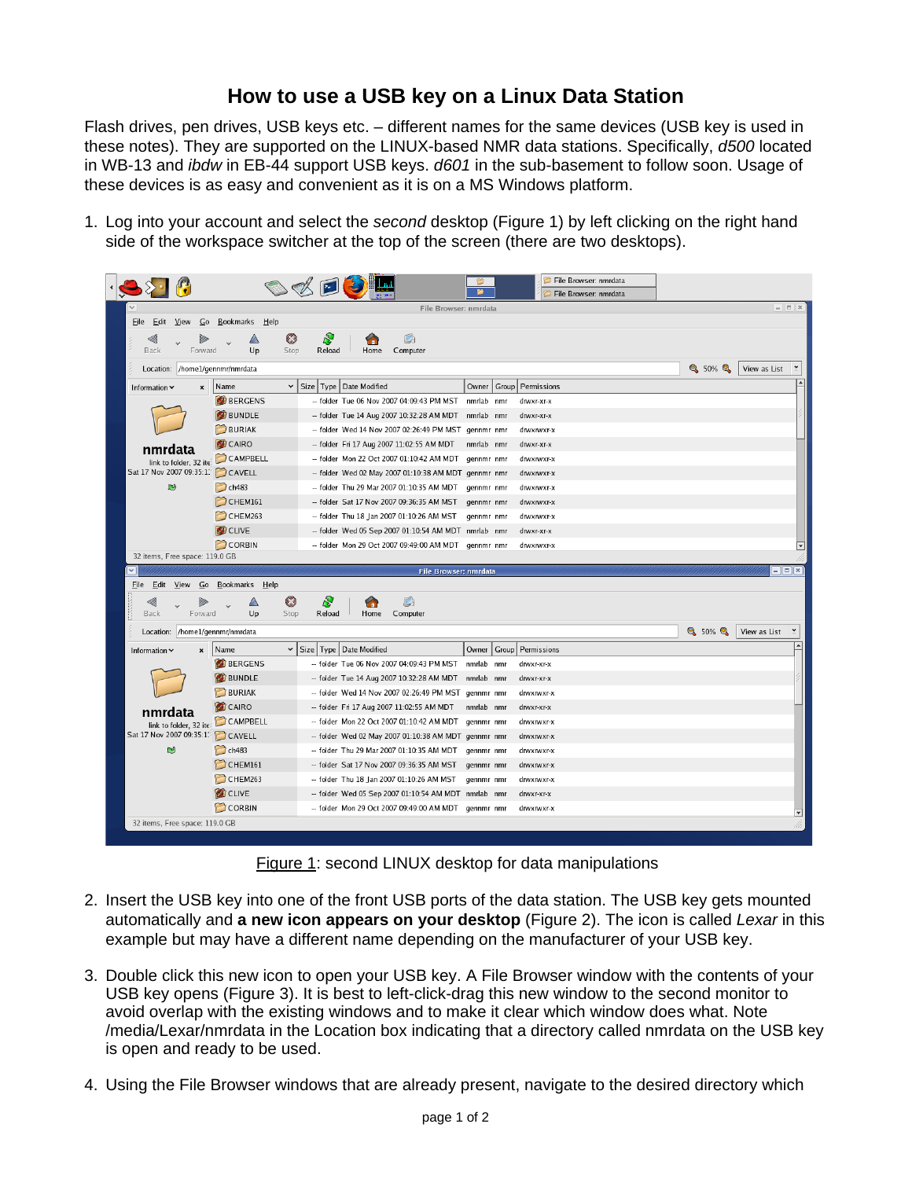# How to use a USB key on a Linux Data Station

Flash drives, pen drives, USB keys etc. – different names for the same devices (USB key is used in these notes). They are supported on the LINUX-based NMR data stations. Specifically, *d500* located in WB-13 and *ibdw* in EB-44 support USB keys. *d601* in the sub-basement to follow soon. Usage of these devices is as easy and convenient as it is on a MS Windows platform.

1. Log into your account and select the *second* desktop (Figure 1) by left clicking on the right hand side of the workspace switcher at the top of the screen (there are two desktops).

Figure 1: second LINUX desktop for data manipulations

2. Insert the USB key into one of the front USB ports of the data station. The USB key gets mounted automatically and **a new icon appears on your desktop** (Figure 2). The icon is called *Lexar* in this example but may have a different name depending on the manufacturer of your USB key.

3. Double click this new icon to open your USB key. A File Browser window with the contents of your USB key opens (Figure 3). It is best to left-click-drag this new window to the second monitor to avoid overlap with the existing windows and to make it clear which window does what. Note /media/Lexar/nmrdata in the Location box indicating that a directory called nmrdata on the USB key is open and ready to be used.

4. Using the File Browser windows that are already present, navigate to the desired directory which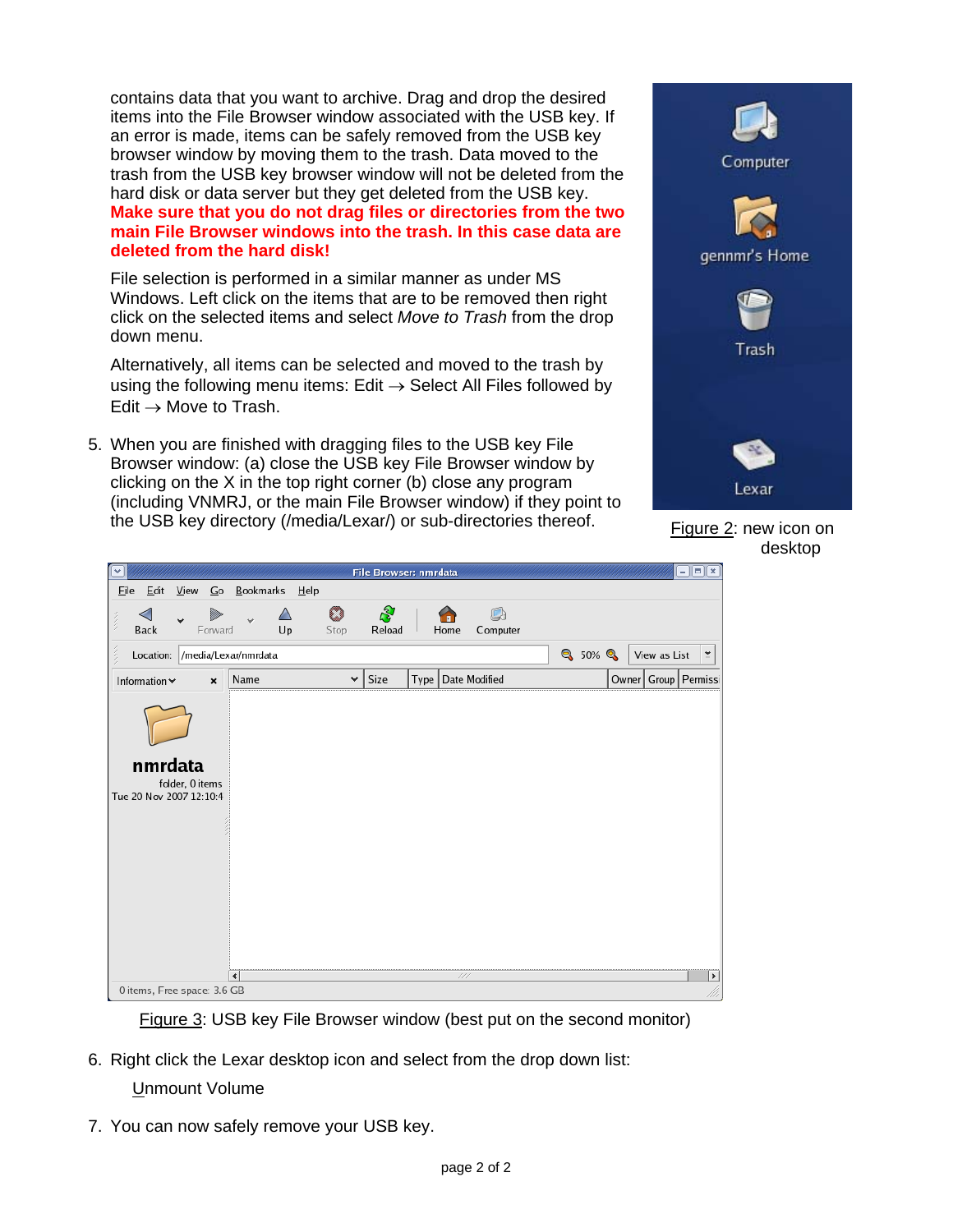contains data that you want to archive. Drag and drop the desired items into the File Browser window associated with the USB key. If an error is made, items can be safely removed from the USB key browser window by moving them to the trash. Data moved to the trash from the USB key browser window will not be deleted from the hard disk or data server but they get deleted from the USB key. **Make sure that you do not drag files or directories from the two main File Browser windows into the trash. In this case data are deleted from the hard disk!**

File selection is performed in a similar manner as under MS Windows. Left click on the items that are to be removed then right click on the selected items and select *Move to Trash* from the drop down menu.

Alternatively, all items can be selected and moved to the trash by using the following menu items: Edit → Select All Files followed by Edit → Move to Trash.

5. When you are finished with dragging files to the USB key File Browser window: (a) close the USB key File Browser window by clicking on the X in the top right corner (b) close any program (including VNMRJ, or the main File Browser window) if they point to the USB key directory (/media/Lexar/) or sub-directories thereof.

Computer

gennmr's Home

Trash

Lexar

Figure 2: new icon on desktop

File Browser: nmrdata

File Edit View Go Bookmarks Help

Back Forward Up Stop Reload Home Computer

Location: /media/Lexar/nmrdata 50% View as List

Information × Name Size Type Date Modified Owner Group Permiss

nmrdata

folder, 0 items

Tue 20 Nov 2007 12:10:4

0 items, Free space: 3.6 GB

Figure 3: USB key File Browser window (best put on the second monitor)

6. Right click the Lexar desktop icon and select from the drop down list:

   Unmount Volume

7. You can now safely remove your USB key.